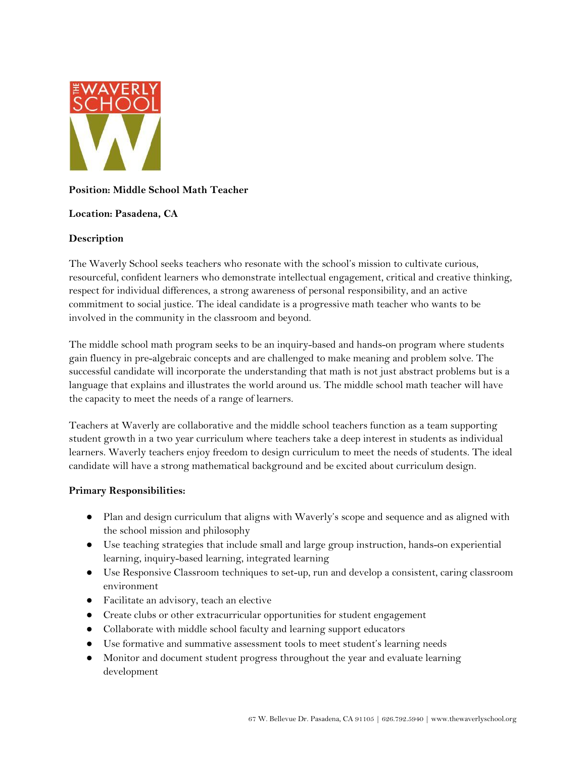**Position: Middle School Math Teacher**

**Location: Pasadena, CA**

**Description**

The Waverly School seeks teachers who resonate with the school's mission to cultivate curious, resourceful, confident learners who demonstrate intellectual engagement, critical and creative thinking, respect for individual differences, a strong awareness of personal responsibility, and an active commitment to social justice. The ideal candidate is a progressive math teacher who wants to be involved in the community in the classroom and beyond.

The middle school math program seeks to be an inquiry-based and hands-on program where students gain fluency in pre-algebraic concepts and are challenged to make meaning and problem solve. The successful candidate will incorporate the understanding that math is not just abstract problems but is a language that explains and illustrates the world around us. The middle school math teacher will have the capacity to meet the needs of a range of learners.

Teachers at Waverly are collaborative and the middle school teachers function as a team supporting student growth in a two year curriculum where teachers take a deep interest in students as individual learners. Waverly teachers enjoy freedom to design curriculum to meet the needs of students. The ideal candidate will have a strong mathematical background and be excited about curriculum design.

**Primary Responsibilities:**

- Plan and design curriculum that aligns with Waverly's scope and sequence and as aligned with the school mission and philosophy
- Use teaching strategies that include small and large group instruction, hands-on experiential learning, inquiry-based learning, integrated learning
- Use Responsive Classroom techniques to set-up, run and develop a consistent, caring classroom environment
- Facilitate an advisory, teach an elective
- Create clubs or other extracurricular opportunities for student engagement
- Collaborate with middle school faculty and learning support educators
- Use formative and summative assessment tools to meet student's learning needs
- Monitor and document student progress throughout the year and evaluate learning development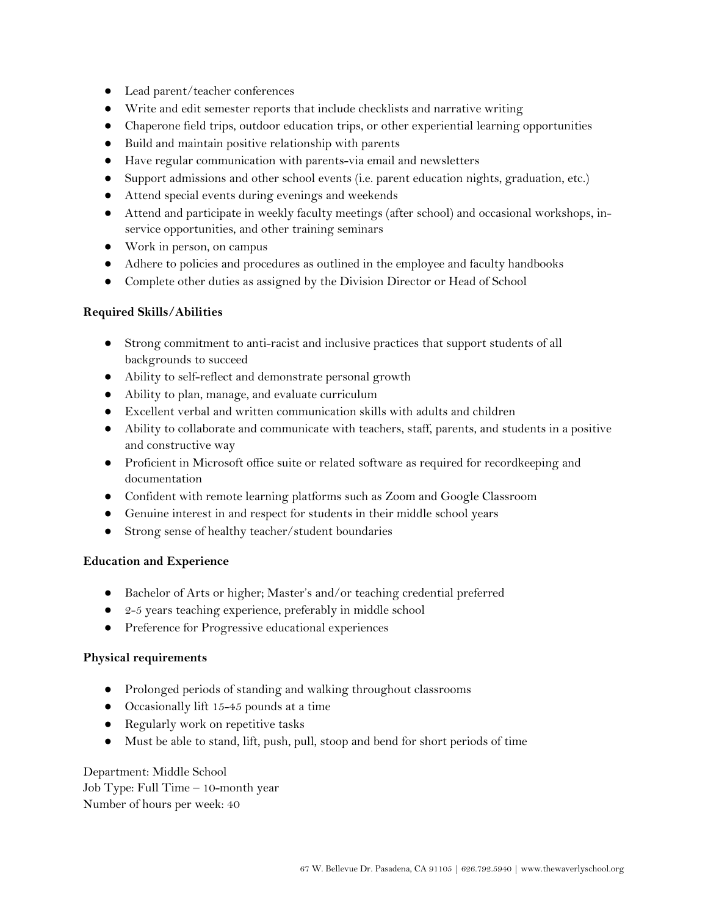- Lead parent/teacher conferences
- Write and edit semester reports that include checklists and narrative writing
- Chaperone field trips, outdoor education trips, or other experiential learning opportunities
- Build and maintain positive relationship with parents
- Have regular communication with parents-via email and newsletters
- Support admissions and other school events (i.e. parent education nights, graduation, etc.)
- Attend special events during evenings and weekends
- Attend and participate in weekly faculty meetings (after school) and occasional workshops, in-service opportunities, and other training seminars
- Work in person, on campus
- Adhere to policies and procedures as outlined in the employee and faculty handbooks
- Complete other duties as assigned by the Division Director or Head of School

**Required Skills/Abilities**

- Strong commitment to anti-racist and inclusive practices that support students of all backgrounds to succeed
- Ability to self-reflect and demonstrate personal growth
- Ability to plan, manage, and evaluate curriculum
- Excellent verbal and written communication skills with adults and children
- Ability to collaborate and communicate with teachers, staff, parents, and students in a positive and constructive way
- Proficient in Microsoft office suite or related software as required for recordkeeping and documentation
- Confident with remote learning platforms such as Zoom and Google Classroom
- Genuine interest in and respect for students in their middle school years
- Strong sense of healthy teacher/student boundaries

**Education and Experience**

- Bachelor of Arts or higher; Master's and/or teaching credential preferred
- 2-5 years teaching experience, preferably in middle school
- Preference for Progressive educational experiences

**Physical requirements**

- Prolonged periods of standing and walking throughout classrooms
- Occasionally lift 15-45 pounds at a time
- Regularly work on repetitive tasks
- Must be able to stand, lift, push, pull, stoop and bend for short periods of time

Department: Middle School
Job Type: Full Time – 10-month year
Number of hours per week: 40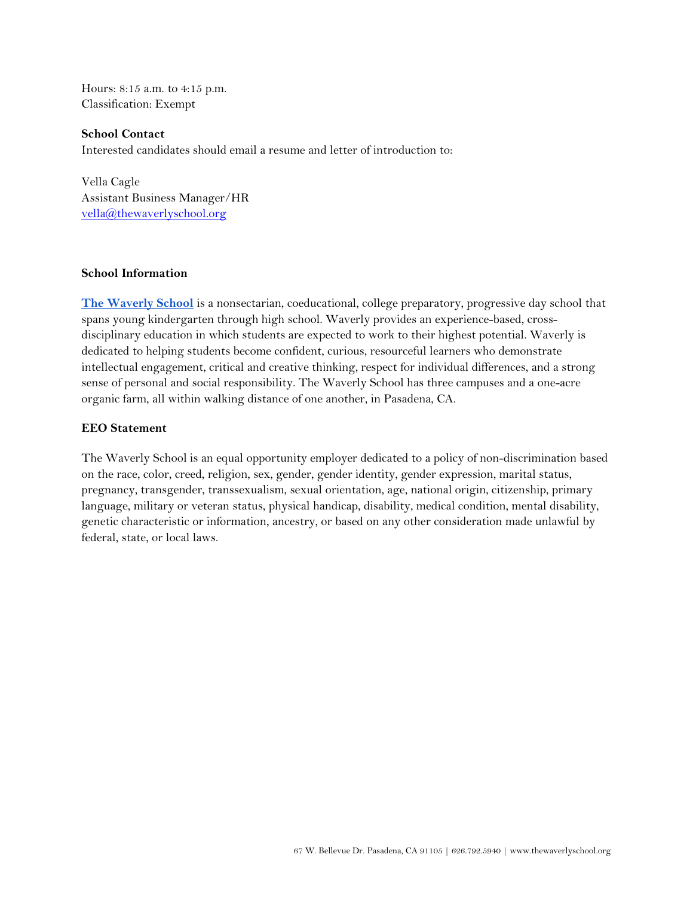Hours: 8:15 a.m. to 4:15 p.m.
Classification: Exempt

**School Contact**

Interested candidates should email a resume and letter of introduction to:

Vella Cagle
Assistant Business Manager/HR
vella@thewaverlyschool.org

**School Information**

**The Waverly School** is a nonsectarian, coeducational, college preparatory, progressive day school that spans young kindergarten through high school. Waverly provides an experience-based, cross-disciplinary education in which students are expected to work to their highest potential. Waverly is dedicated to helping students become confident, curious, resourceful learners who demonstrate intellectual engagement, critical and creative thinking, respect for individual differences, and a strong sense of personal and social responsibility. The Waverly School has three campuses and a one-acre organic farm, all within walking distance of one another, in Pasadena, CA.

**EEO Statement**

The Waverly School is an equal opportunity employer dedicated to a policy of non-discrimination based on the race, color, creed, religion, sex, gender, gender identity, gender expression, marital status, pregnancy, transgender, transsexualism, sexual orientation, age, national origin, citizenship, primary language, military or veteran status, physical handicap, disability, medical condition, mental disability, genetic characteristic or information, ancestry, or based on any other consideration made unlawful by federal, state, or local laws.